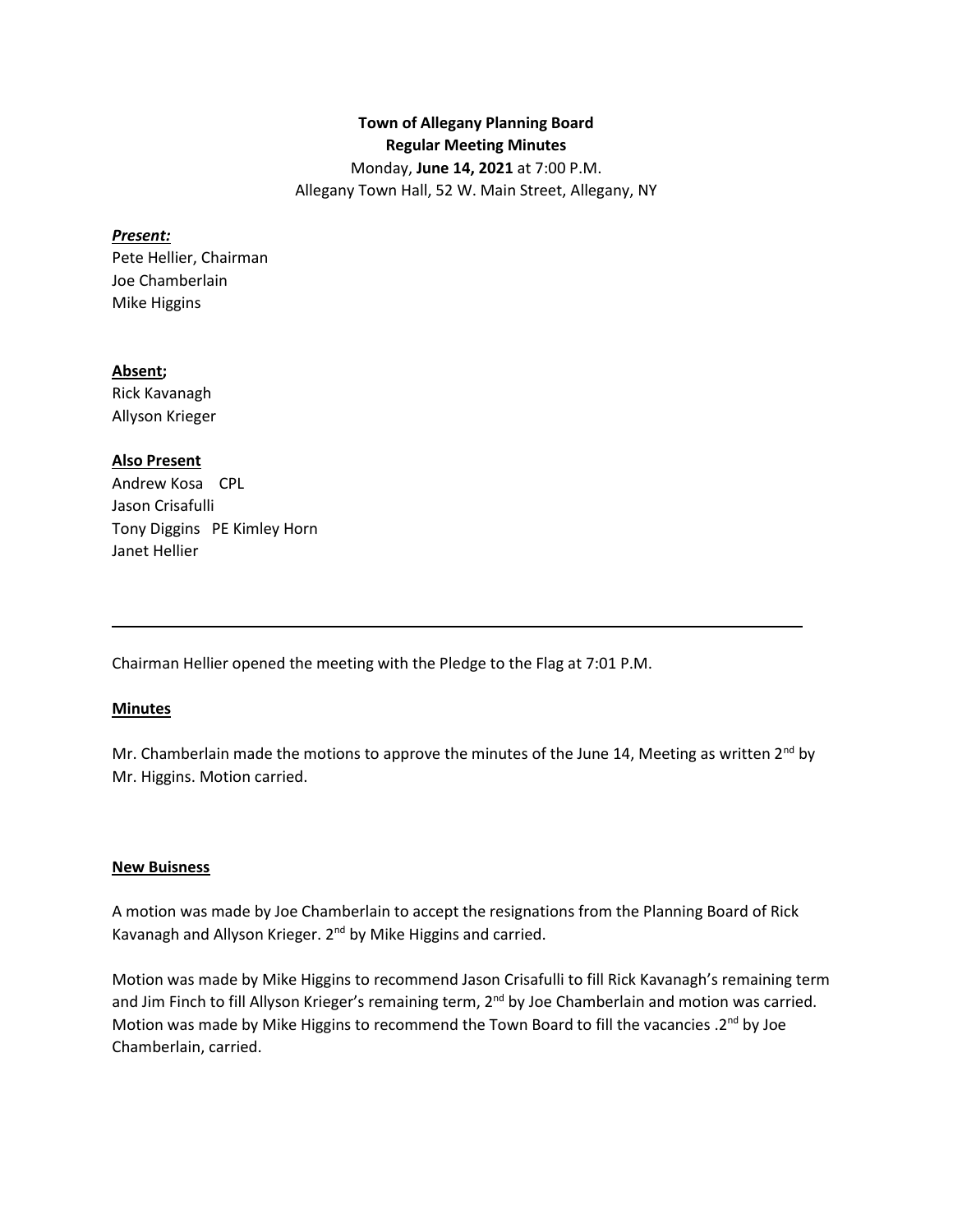**Town of Allegany Planning Board**
**Regular Meeting Minutes**

Monday, **June 14, 2021** at 7:00 P.M.
Allegany Town Hall, 52 W. Main Street, Allegany, NY

***Present:***
Pete Hellier, Chairman
Joe Chamberlain
Mike Higgins

**Absent;**
Rick Kavanagh
Allyson Krieger

**Also Present**
Andrew Kosa CPL
Jason Crisafulli
Tony Diggins PE Kimley Horn
Janet Hellier

---

Chairman Hellier opened the meeting with the Pledge to the Flag at 7:01 P.M.

**Minutes**

Mr. Chamberlain made the motions to approve the minutes of the June 14, Meeting as written 2nd by Mr. Higgins. Motion carried.

**New Buisness**

A motion was made by Joe Chamberlain to accept the resignations from the Planning Board of Rick Kavanagh and Allyson Krieger. 2nd by Mike Higgins and carried.

Motion was made by Mike Higgins to recommend Jason Crisafulli to fill Rick Kavanagh's remaining term and Jim Finch to fill Allyson Krieger's remaining term, 2nd by Joe Chamberlain and motion was carried. Motion was made by Mike Higgins to recommend the Town Board to fill the vacancies .2nd by Joe Chamberlain, carried.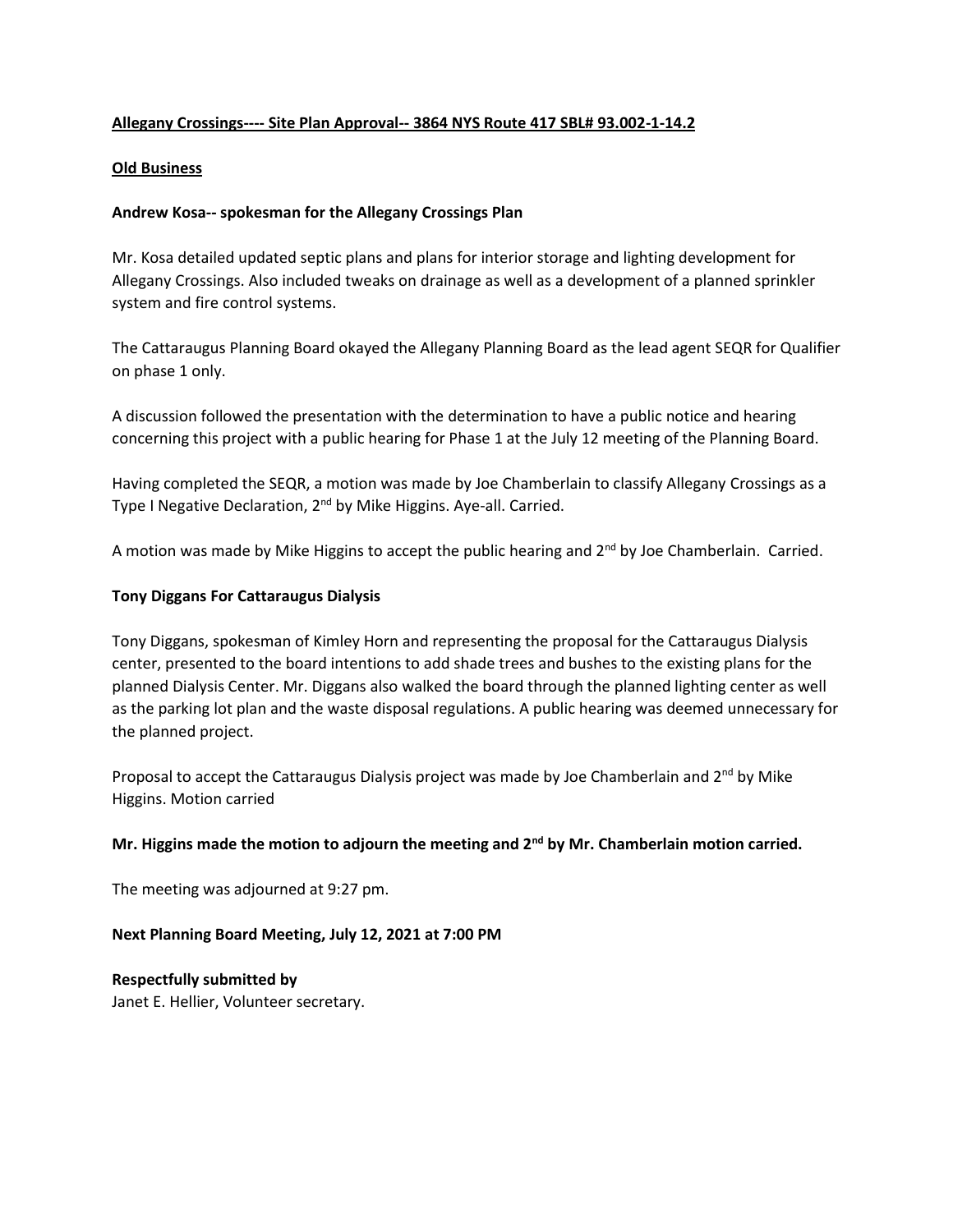**<u>Allegany Crossings---- Site Plan Approval-- 3864 NYS Route 417 SBL# 93.002-1-14.2</u>**

**<u>Old Business</u>**

**Andrew Kosa-- spokesman for the Allegany Crossings Plan**

Mr. Kosa detailed updated septic plans and plans for interior storage and lighting development for Allegany Crossings. Also included tweaks on drainage as well as a development of a planned sprinkler system and fire control systems.

The Cattaraugus Planning Board okayed the Allegany Planning Board as the lead agent SEQR for Qualifier on phase 1 only.

A discussion followed the presentation with the determination to have a public notice and hearing concerning this project with a public hearing for Phase 1 at the July 12 meeting of the Planning Board.

Having completed the SEQR, a motion was made by Joe Chamberlain to classify Allegany Crossings as a Type I Negative Declaration, 2nd by Mike Higgins. Aye-all. Carried.

A motion was made by Mike Higgins to accept the public hearing and 2nd by Joe Chamberlain. Carried.

**Tony Diggans For Cattaraugus Dialysis**

Tony Diggans, spokesman of Kimley Horn and representing the proposal for the Cattaraugus Dialysis center, presented to the board intentions to add shade trees and bushes to the existing plans for the planned Dialysis Center. Mr. Diggans also walked the board through the planned lighting center as well as the parking lot plan and the waste disposal regulations. A public hearing was deemed unnecessary for the planned project.

Proposal to accept the Cattaraugus Dialysis project was made by Joe Chamberlain and 2nd by Mike Higgins. Motion carried

**Mr. Higgins made the motion to adjourn the meeting and 2nd by Mr. Chamberlain motion carried.**

The meeting was adjourned at 9:27 pm.

**Next Planning Board Meeting, July 12, 2021 at 7:00 PM**

**Respectfully submitted by**
Janet E. Hellier, Volunteer secretary.